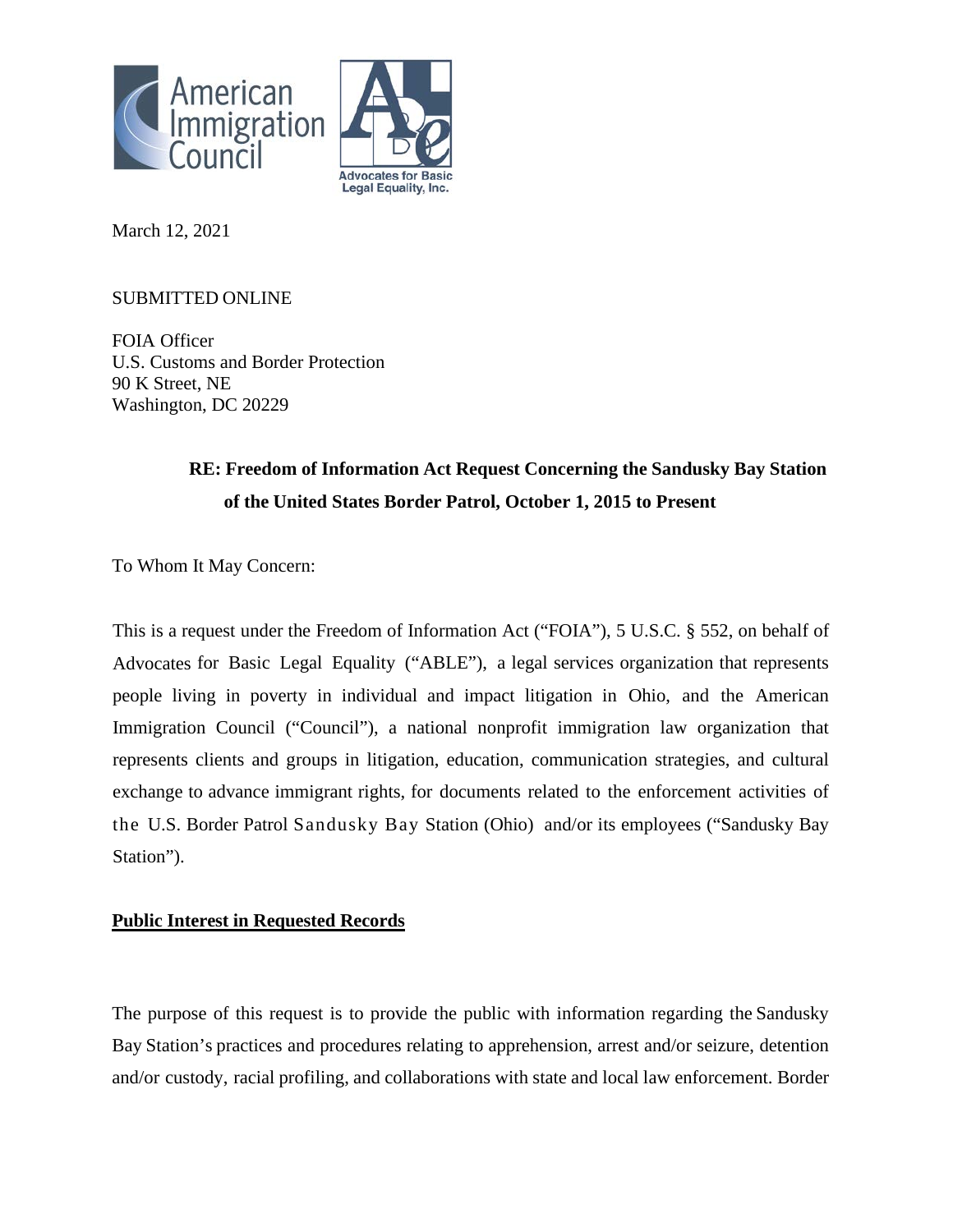American Immigration Council

Advocates for Basic Legal Equality, Inc.

March 12, 2021

SUBMITTED ONLINE

FOIA Officer
U.S. Customs and Border Protection
90 K Street, NE
Washington, DC 20229

**RE: Freedom of Information Act Request Concerning the Sandusky Bay Station of the United States Border Patrol, October 1, 2015 to Present**

To Whom It May Concern:

This is a request under the Freedom of Information Act ("FOIA"), 5 U.S.C. § 552, on behalf of Advocates for Basic Legal Equality ("ABLE"), a legal services organization that represents people living in poverty in individual and impact litigation in Ohio, and the American Immigration Council ("Council"), a national nonprofit immigration law organization that represents clients and groups in litigation, education, communication strategies, and cultural exchange to advance immigrant rights, for documents related to the enforcement activities of the U.S. Border Patrol Sandusky Bay Station (Ohio) and/or its employees ("Sandusky Bay Station").

**Public Interest in Requested Records**

The purpose of this request is to provide the public with information regarding the Sandusky Bay Station's practices and procedures relating to apprehension, arrest and/or seizure, detention and/or custody, racial profiling, and collaborations with state and local law enforcement. Border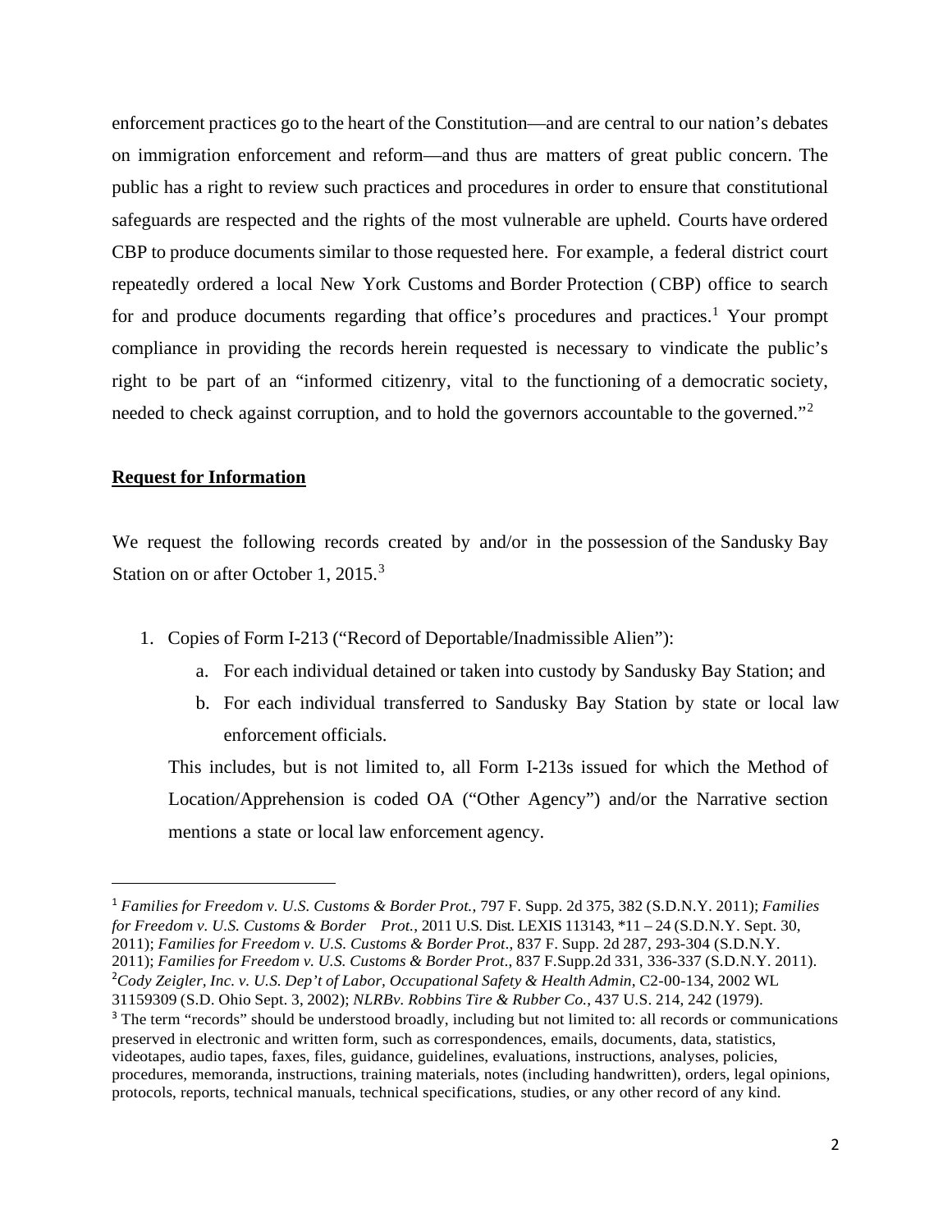enforcement practices go to the heart of the Constitution—and are central to our nation's debates on immigration enforcement and reform—and thus are matters of great public concern. The public has a right to review such practices and procedures in order to ensure that constitutional safeguards are respected and the rights of the most vulnerable are upheld. Courts have ordered CBP to produce documents similar to those requested here. For example, a federal district court repeatedly ordered a local New York Customs and Border Protection (CBP) office to search for and produce documents regarding that office's procedures and practices.[1] Your prompt compliance in providing the records herein requested is necessary to vindicate the public's right to be part of an "informed citizenry, vital to the functioning of a democratic society, needed to check against corruption, and to hold the governors accountable to the governed."[2]

**Request for Information**

We request the following records created by and/or in the possession of the Sandusky Bay Station on or after October 1, 2015.[3]

1. Copies of Form I-213 ("Record of Deportable/Inadmissible Alien"):
    a. For each individual detained or taken into custody by Sandusky Bay Station; and
    b. For each individual transferred to Sandusky Bay Station by state or local law enforcement officials.

   This includes, but is not limited to, all Form I-213s issued for which the Method of Location/Apprehension is coded OA ("Other Agency") and/or the Narrative section mentions a state or local law enforcement agency.

---

[1] *Families for Freedom v. U.S. Customs & Border Prot.*, 797 F. Supp. 2d 375, 382 (S.D.N.Y. 2011); *Families for Freedom v. U.S. Customs & Border Prot.*, 2011 U.S. Dist. LEXIS 113143, *11 – 24 (S.D.N.Y. Sept. 30, 2011); *Families for Freedom v. U.S. Customs & Border Prot*., 837 F. Supp. 2d 287, 293-304 (S.D.N.Y. 2011); *Families for Freedom v. U.S. Customs & Border Prot*., 837 F.Supp.2d 331, 336-337 (S.D.N.Y. 2011).

[2] *Cody Zeigler, Inc. v. U.S. Dep't of Labor, Occupational Safety & Health Admin*, C2-00-134, 2002 WL 31159309 (S.D. Ohio Sept. 3, 2002); *NLRBv. Robbins Tire & Rubber Co.*, 437 U.S. 214, 242 (1979).

[3] The term "records" should be understood broadly, including but not limited to: all records or communications preserved in electronic and written form, such as correspondences, emails, documents, data, statistics, videotapes, audio tapes, faxes, files, guidance, guidelines, evaluations, instructions, analyses, policies, procedures, memoranda, instructions, training materials, notes (including handwritten), orders, legal opinions, protocols, reports, technical manuals, technical specifications, studies, or any other record of any kind.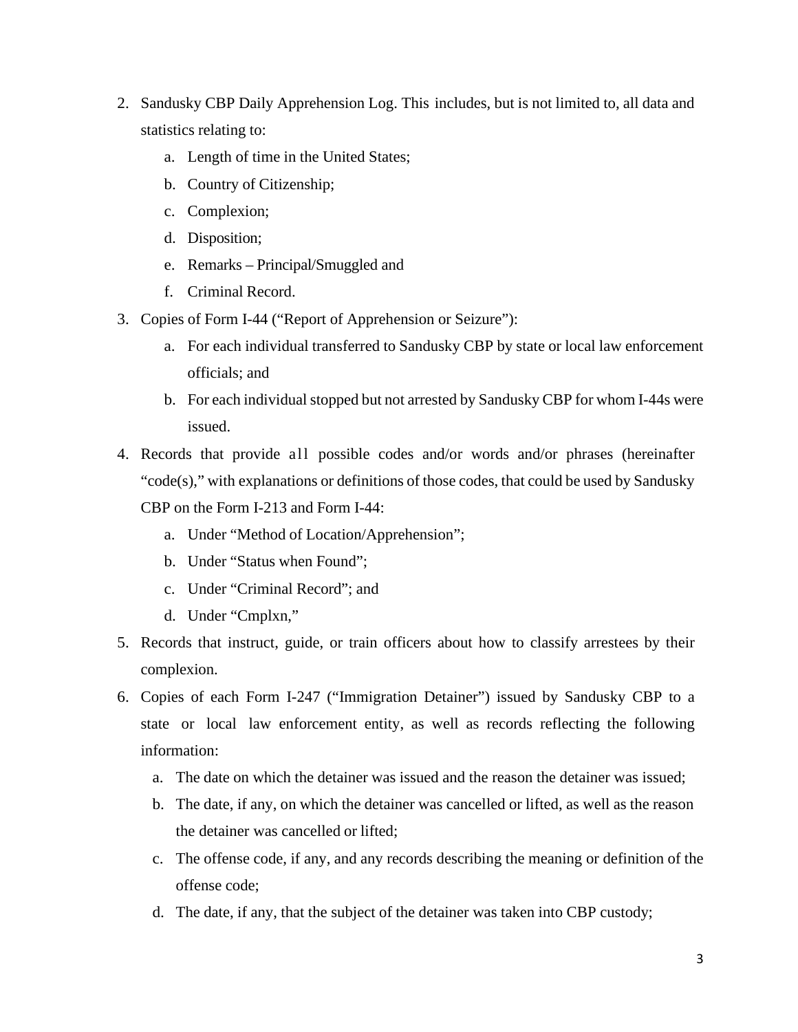2. Sandusky CBP Daily Apprehension Log. This includes, but is not limited to, all data and statistics relating to:
   a. Length of time in the United States;
   b. Country of Citizenship;
   c. Complexion;
   d. Disposition;
   e. Remarks – Principal/Smuggled and
   f. Criminal Record.
3. Copies of Form I-44 ("Report of Apprehension or Seizure"):
   a. For each individual transferred to Sandusky CBP by state or local law enforcement officials; and
   b. For each individual stopped but not arrested by Sandusky CBP for whom I-44s were issued.
4. Records that provide all possible codes and/or words and/or phrases (hereinafter "code(s)," with explanations or definitions of those codes, that could be used by Sandusky CBP on the Form I-213 and Form I-44:
   a. Under "Method of Location/Apprehension";
   b. Under "Status when Found";
   c. Under "Criminal Record"; and
   d. Under "Cmplxn,"
5. Records that instruct, guide, or train officers about how to classify arrestees by their complexion.
6. Copies of each Form I-247 ("Immigration Detainer") issued by Sandusky CBP to a state or local law enforcement entity, as well as records reflecting the following information:
   a. The date on which the detainer was issued and the reason the detainer was issued;
   b. The date, if any, on which the detainer was cancelled or lifted, as well as the reason the detainer was cancelled or lifted;
   c. The offense code, if any, and any records describing the meaning or definition of the offense code;
   d. The date, if any, that the subject of the detainer was taken into CBP custody;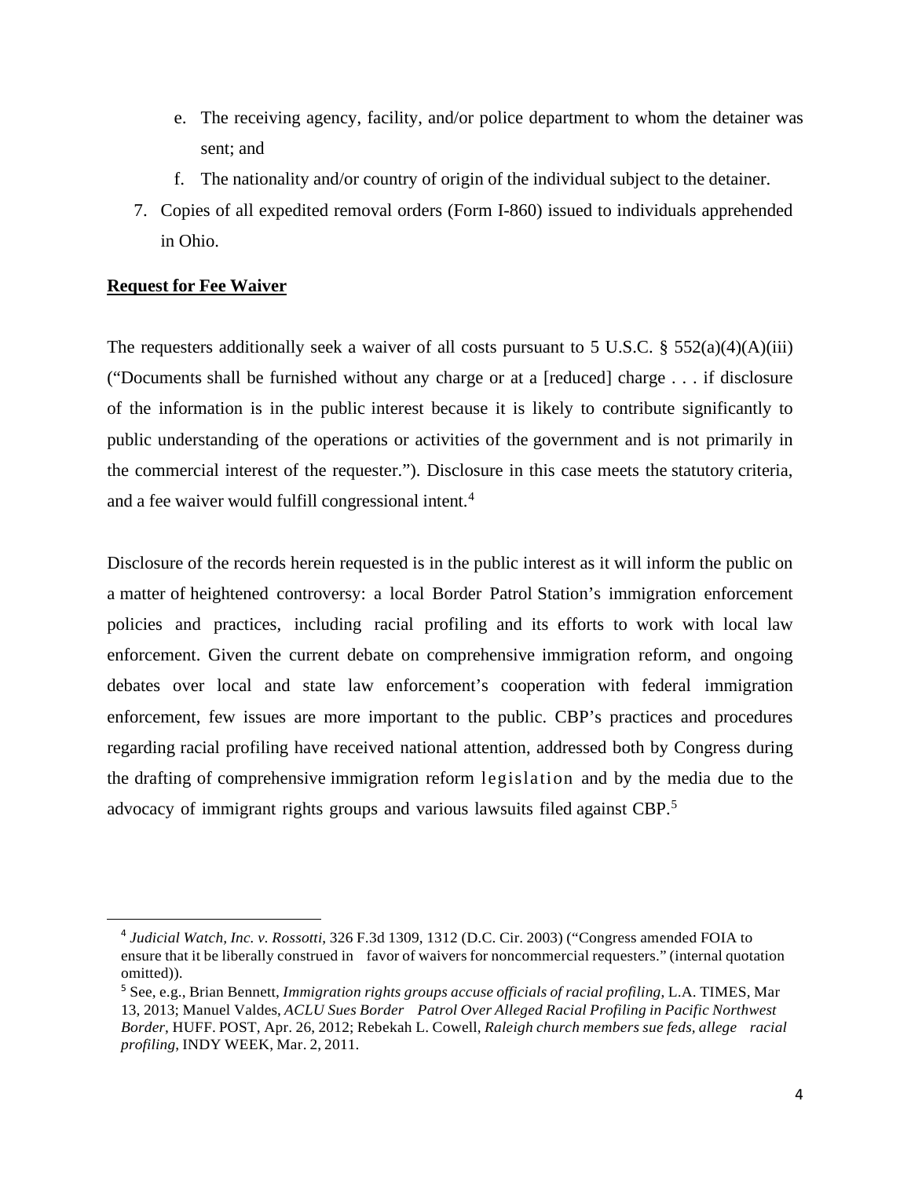e. The receiving agency, facility, and/or police department to whom the detainer was sent; and
   f. The nationality and/or country of origin of the individual subject to the detainer.

7. Copies of all expedited removal orders (Form I-860) issued to individuals apprehended in Ohio.

**<u>Request for Fee Waiver</u>**

The requesters additionally seek a waiver of all costs pursuant to 5 U.S.C. § 552(a)(4)(A)(iii) ("Documents shall be furnished without any charge or at a [reduced] charge . . . if disclosure of the information is in the public interest because it is likely to contribute significantly to public understanding of the operations or activities of the government and is not primarily in the commercial interest of the requester."). Disclosure in this case meets the statutory criteria, and a fee waiver would fulfill congressional intent.[4]

Disclosure of the records herein requested is in the public interest as it will inform the public on a matter of heightened controversy: a local Border Patrol Station's immigration enforcement policies and practices, including racial profiling and its efforts to work with local law enforcement. Given the current debate on comprehensive immigration reform, and ongoing debates over local and state law enforcement's cooperation with federal immigration enforcement, few issues are more important to the public. CBP's practices and procedures regarding racial profiling have received national attention, addressed both by Congress during the drafting of comprehensive immigration reform legislation and by the media due to the advocacy of immigrant rights groups and various lawsuits filed against CBP.[5]

---

[4] *Judicial Watch, Inc. v. Rossotti*, 326 F.3d 1309, 1312 (D.C. Cir. 2003) ("Congress amended FOIA to ensure that it be liberally construed in favor of waivers for noncommercial requesters." (internal quotation omitted)).

[5] See, e.g., Brian Bennett, *Immigration rights groups accuse officials of racial profiling*, L.A. TIMES, Mar 13, 2013; Manuel Valdes, *ACLU Sues Border Patrol Over Alleged Racial Profiling in Pacific Northwest Border*, HUFF. POST, Apr. 26, 2012; Rebekah L. Cowell, *Raleigh church members sue feds, allege racial profiling*, INDY WEEK, Mar. 2, 2011.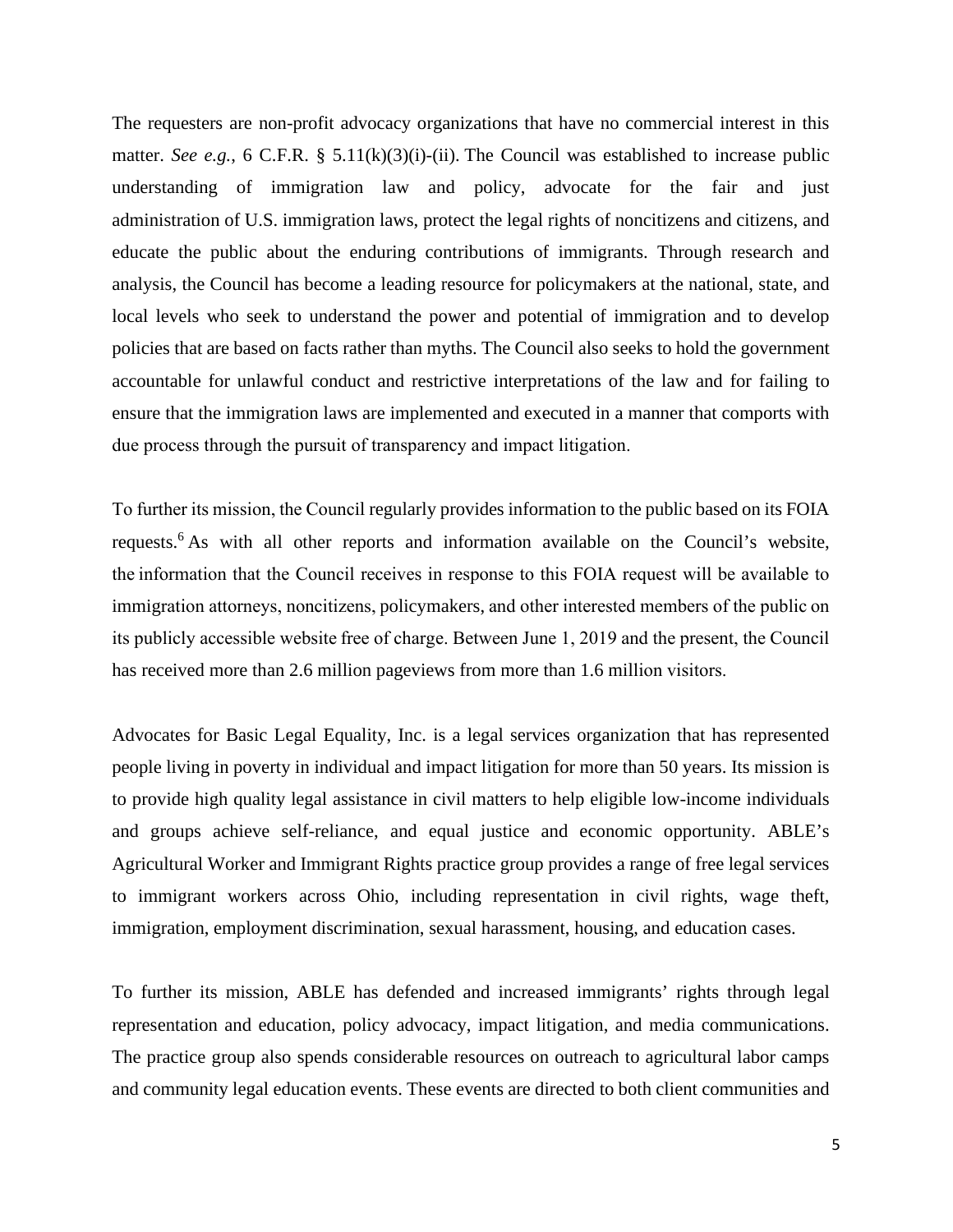The requesters are non-profit advocacy organizations that have no commercial interest in this matter. *See e.g.*, 6 C.F.R. § 5.11(k)(3)(i)-(ii). The Council was established to increase public understanding of immigration law and policy, advocate for the fair and just administration of U.S. immigration laws, protect the legal rights of noncitizens and citizens, and educate the public about the enduring contributions of immigrants. Through research and analysis, the Council has become a leading resource for policymakers at the national, state, and local levels who seek to understand the power and potential of immigration and to develop policies that are based on facts rather than myths. The Council also seeks to hold the government accountable for unlawful conduct and restrictive interpretations of the law and for failing to ensure that the immigration laws are implemented and executed in a manner that comports with due process through the pursuit of transparency and impact litigation.

To further its mission, the Council regularly provides information to the public based on its FOIA requests.[6] As with all other reports and information available on the Council's website, the information that the Council receives in response to this FOIA request will be available to immigration attorneys, noncitizens, policymakers, and other interested members of the public on its publicly accessible website free of charge. Between June 1, 2019 and the present, the Council has received more than 2.6 million pageviews from more than 1.6 million visitors.

Advocates for Basic Legal Equality, Inc. is a legal services organization that has represented people living in poverty in individual and impact litigation for more than 50 years. Its mission is to provide high quality legal assistance in civil matters to help eligible low-income individuals and groups achieve self-reliance, and equal justice and economic opportunity. ABLE's Agricultural Worker and Immigrant Rights practice group provides a range of free legal services to immigrant workers across Ohio, including representation in civil rights, wage theft, immigration, employment discrimination, sexual harassment, housing, and education cases.

To further its mission, ABLE has defended and increased immigrants' rights through legal representation and education, policy advocacy, impact litigation, and media communications. The practice group also spends considerable resources on outreach to agricultural labor camps and community legal education events. These events are directed to both client communities and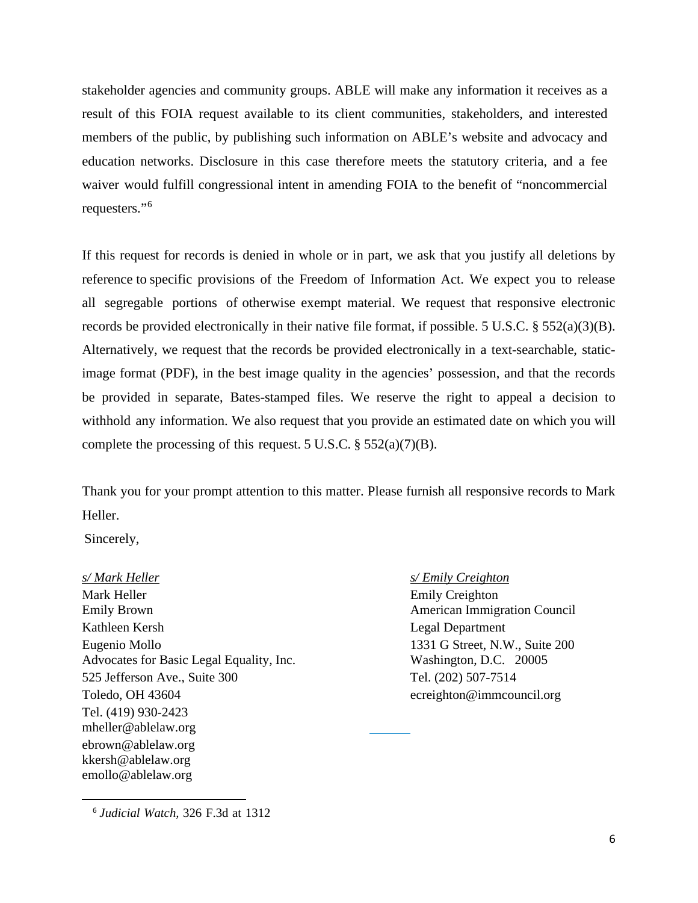stakeholder agencies and community groups. ABLE will make any information it receives as a result of this FOIA request available to its client communities, stakeholders, and interested members of the public, by publishing such information on ABLE's website and advocacy and education networks. Disclosure in this case therefore meets the statutory criteria, and a fee waiver would fulfill congressional intent in amending FOIA to the benefit of "noncommercial requesters."[6]

If this request for records is denied in whole or in part, we ask that you justify all deletions by reference to specific provisions of the Freedom of Information Act. We expect you to release all segregable portions of otherwise exempt material. We request that responsive electronic records be provided electronically in their native file format, if possible. 5 U.S.C. § 552(a)(3)(B). Alternatively, we request that the records be provided electronically in a text-searchable, static-image format (PDF), in the best image quality in the agencies' possession, and that the records be provided in separate, Bates-stamped files. We reserve the right to appeal a decision to withhold any information. We also request that you provide an estimated date on which you will complete the processing of this request. 5 U.S.C. § 552(a)(7)(B).

Thank you for your prompt attention to this matter. Please furnish all responsive records to Mark Heller.

Sincerely,

*s/ Mark Heller*
Mark Heller
Emily Brown
Kathleen Kersh
Eugenio Mollo
Advocates for Basic Legal Equality, Inc.
525 Jefferson Ave., Suite 300
Toledo, OH 43604
Tel. (419) 930-2423
mheller@ablelaw.org
ebrown@ablelaw.org
kkersh@ablelaw.org
emollo@ablelaw.org

*s/ Emily Creighton*
Emily Creighton
American Immigration Council
Legal Department
1331 G Street, N.W., Suite 200
Washington, D.C. 20005
Tel. (202) 507-7514
ecreighton@immcouncil.org

[6] *Judicial Watch*, 326 F.3d at 1312